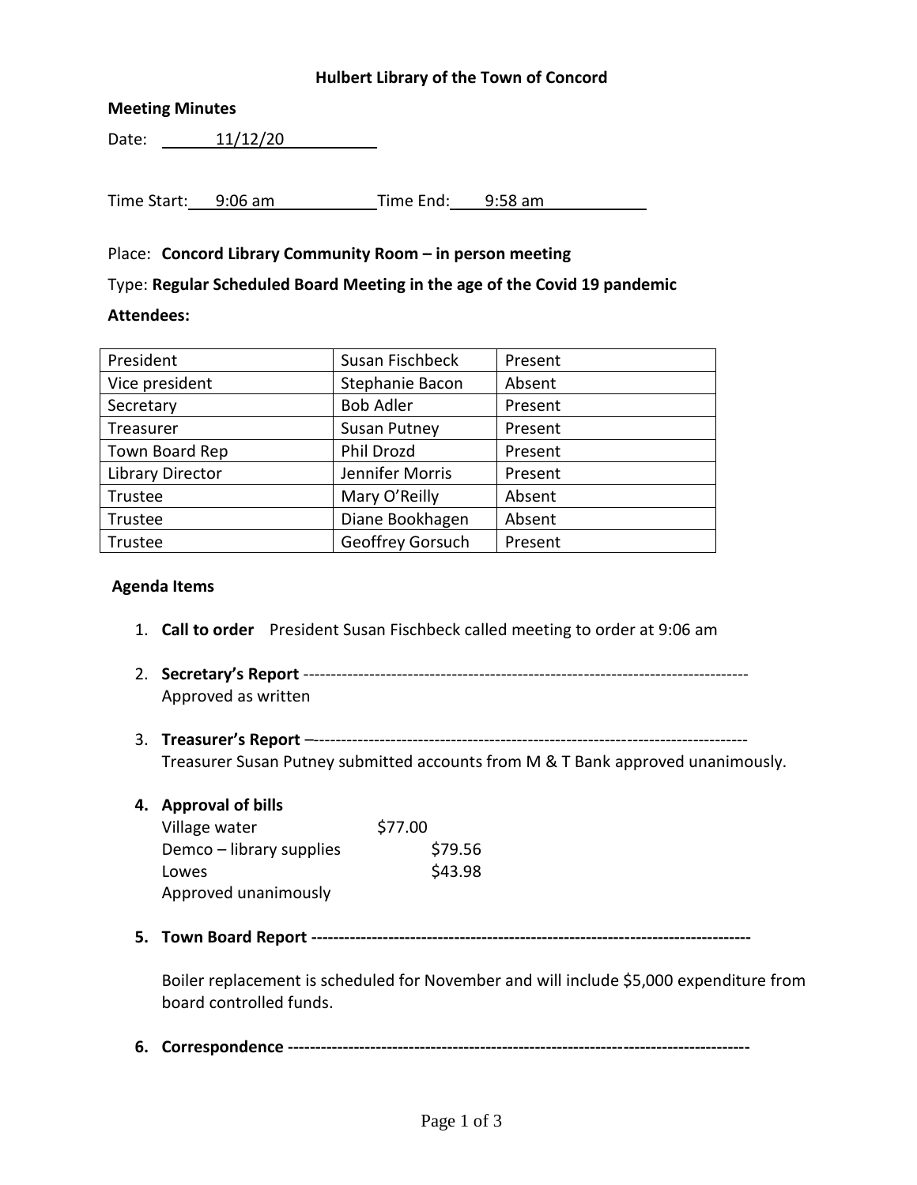**Hulbert Library of the Town of Concord**

**Meeting Minutes**

Date: 11/12/20

Time Start: 9:06 am Time End: 9:58 am

Place: **Concord Library Community Room – in person meeting**

Type: **Regular Scheduled Board Meeting in the age of the Covid 19 pandemic**

**Attendees:**

| President | Susan Fischbeck | Present |
|---|---|---|
| Vice president | Stephanie Bacon | Absent |
| Secretary | Bob Adler | Present |
| Treasurer | Susan Putney | Present |
| Town Board Rep | Phil Drozd | Present |
| Library Director | Jennifer Morris | Present |
| Trustee | Mary O'Reilly | Absent |
| Trustee | Diane Bookhagen | Absent |
| Trustee | Geoffrey Gorsuch | Present |

**Agenda Items**

1. **Call to order** President Susan Fischbeck called meeting to order at 9:06 am

2. **Secretary's Report** --------------------------------------------------------------------------------
   Approved as written

3. **Treasurer's Report** –-------------------------------------------------------------------------------
   Treasurer Susan Putney submitted accounts from M & T Bank approved unanimously.

4. **Approval of bills**
   Village water $77.00
   Demco – library supplies $79.56
   Lowes $43.98
   Approved unanimously

5. **Town Board Report ------------------------------------------------------------------------------**

   Boiler replacement is scheduled for November and will include $5,000 expenditure from board controlled funds.

6. **Correspondence ---------------------------------------------------------------------------------**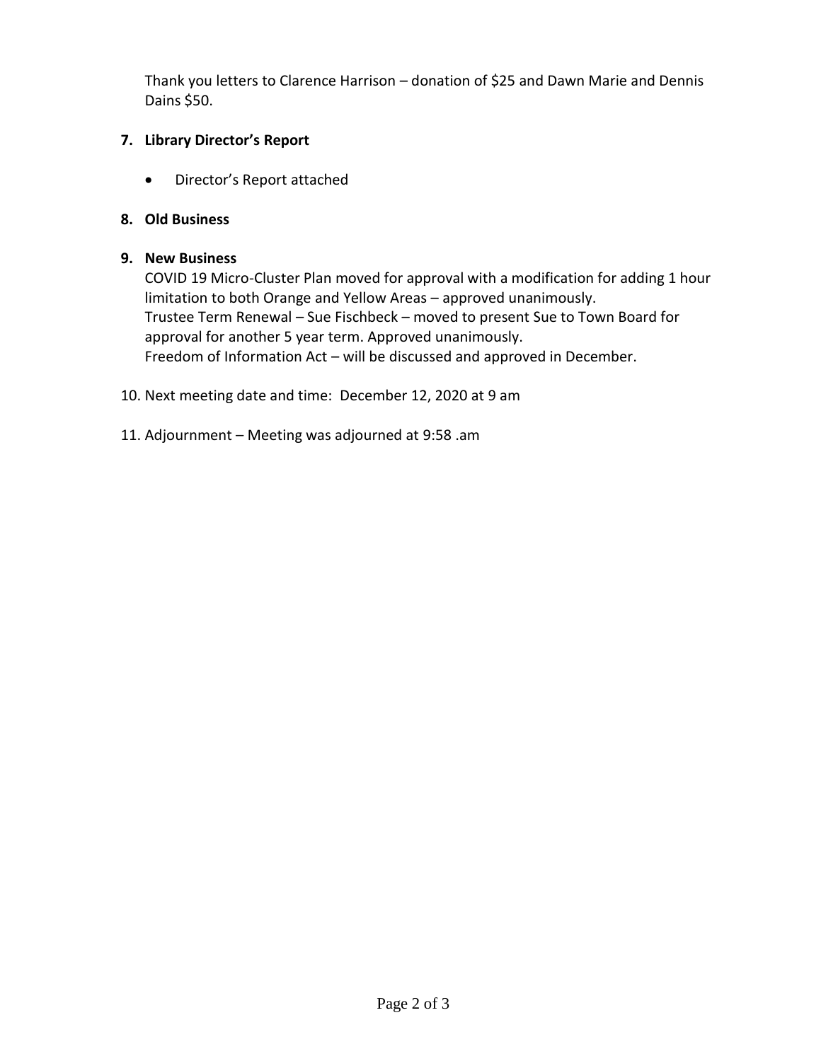Thank you letters to Clarence Harrison – donation of $25 and Dawn Marie and Dennis Dains $50.

**7. Library Director's Report**

- Director's Report attached

**8. Old Business**

**9. New Business**

COVID 19 Micro-Cluster Plan moved for approval with a modification for adding 1 hour limitation to both Orange and Yellow Areas – approved unanimously.
Trustee Term Renewal – Sue Fischbeck – moved to present Sue to Town Board for approval for another 5 year term. Approved unanimously.
Freedom of Information Act – will be discussed and approved in December.

10. Next meeting date and time: December 12, 2020 at 9 am

11. Adjournment – Meeting was adjourned at 9:58 .am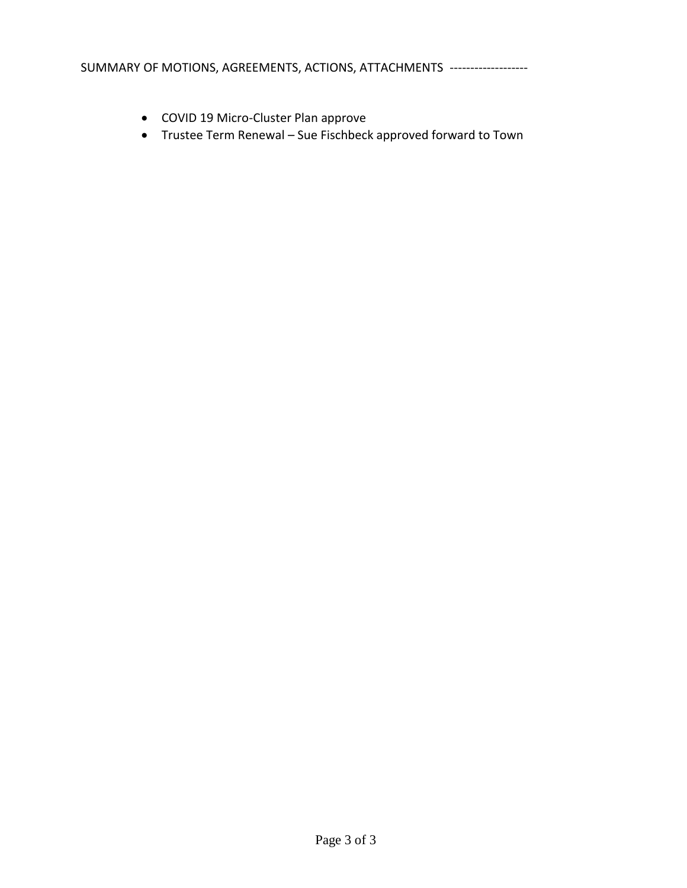SUMMARY OF MOTIONS, AGREEMENTS, ACTIONS, ATTACHMENTS -------------------

- COVID 19 Micro-Cluster Plan approve
- Trustee Term Renewal – Sue Fischbeck approved forward to Town